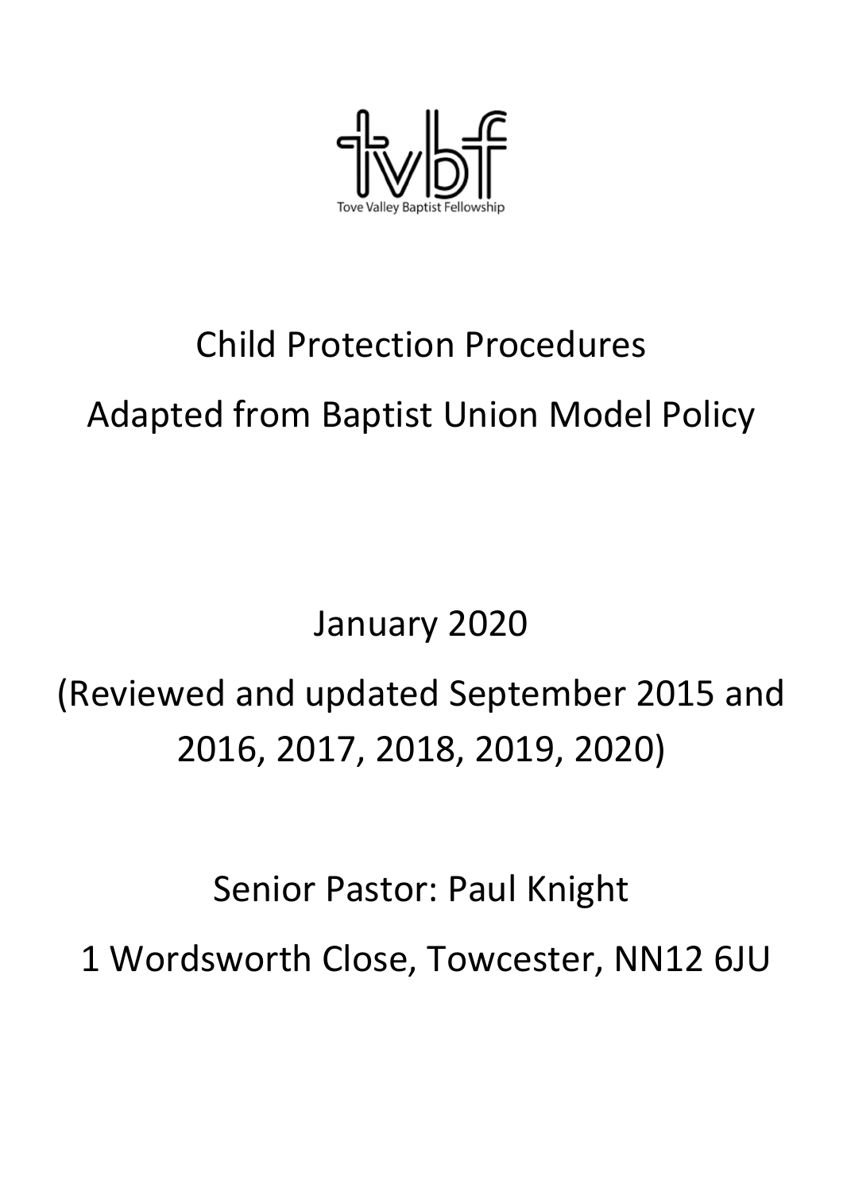tvbf

Tove Valley Baptist Fellowship

# Child Protection Procedures

## Adapted from Baptist Union Model Policy

January 2020

(Reviewed and updated September 2015 and 2016, 2017, 2018, 2019, 2020)

Senior Pastor: Paul Knight

1 Wordsworth Close, Towcester, NN12 6JU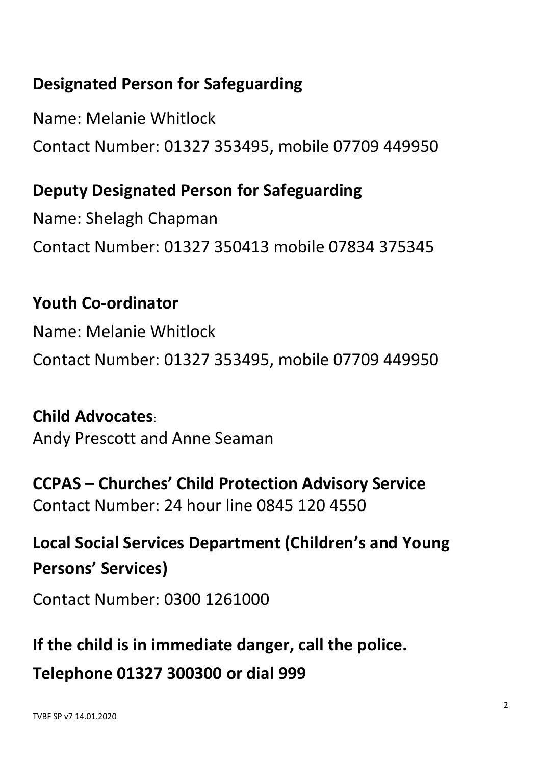**Designated Person for Safeguarding**

Name: Melanie Whitlock

Contact Number: 01327 353495, mobile 07709 449950

**Deputy Designated Person for Safeguarding**

Name: Shelagh Chapman

Contact Number: 01327 350413 mobile 07834 375345

**Youth Co-ordinator**

Name: Melanie Whitlock

Contact Number: 01327 353495, mobile 07709 449950

**Child Advocates**:

Andy Prescott and Anne Seaman

**CCPAS – Churches' Child Protection Advisory Service**

Contact Number: 24 hour line 0845 120 4550

**Local Social Services Department (Children's and Young Persons' Services)**

Contact Number: 0300 1261000

**If the child is in immediate danger, call the police.**

**Telephone 01327 300300 or dial 999**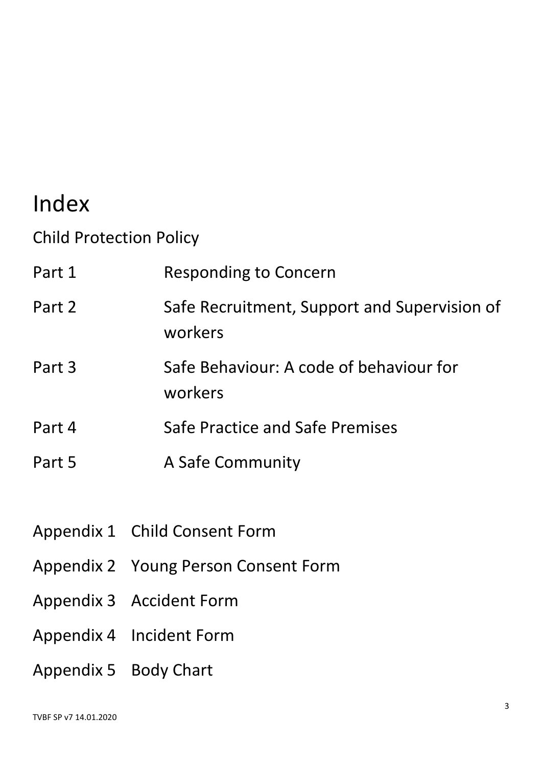# Index

Child Protection Policy

| | |
|---|---|
| Part 1 | Responding to Concern |
| Part 2 | Safe Recruitment, Support and Supervision of workers |
| Part 3 | Safe Behaviour: A code of behaviour for workers |
| Part 4 | Safe Practice and Safe Premises |
| Part 5 | A Safe Community |

| | |
|---|---|
| Appendix 1 | Child Consent Form |
| Appendix 2 | Young Person Consent Form |
| Appendix 3 | Accident Form |
| Appendix 4 | Incident Form |
| Appendix 5 | Body Chart |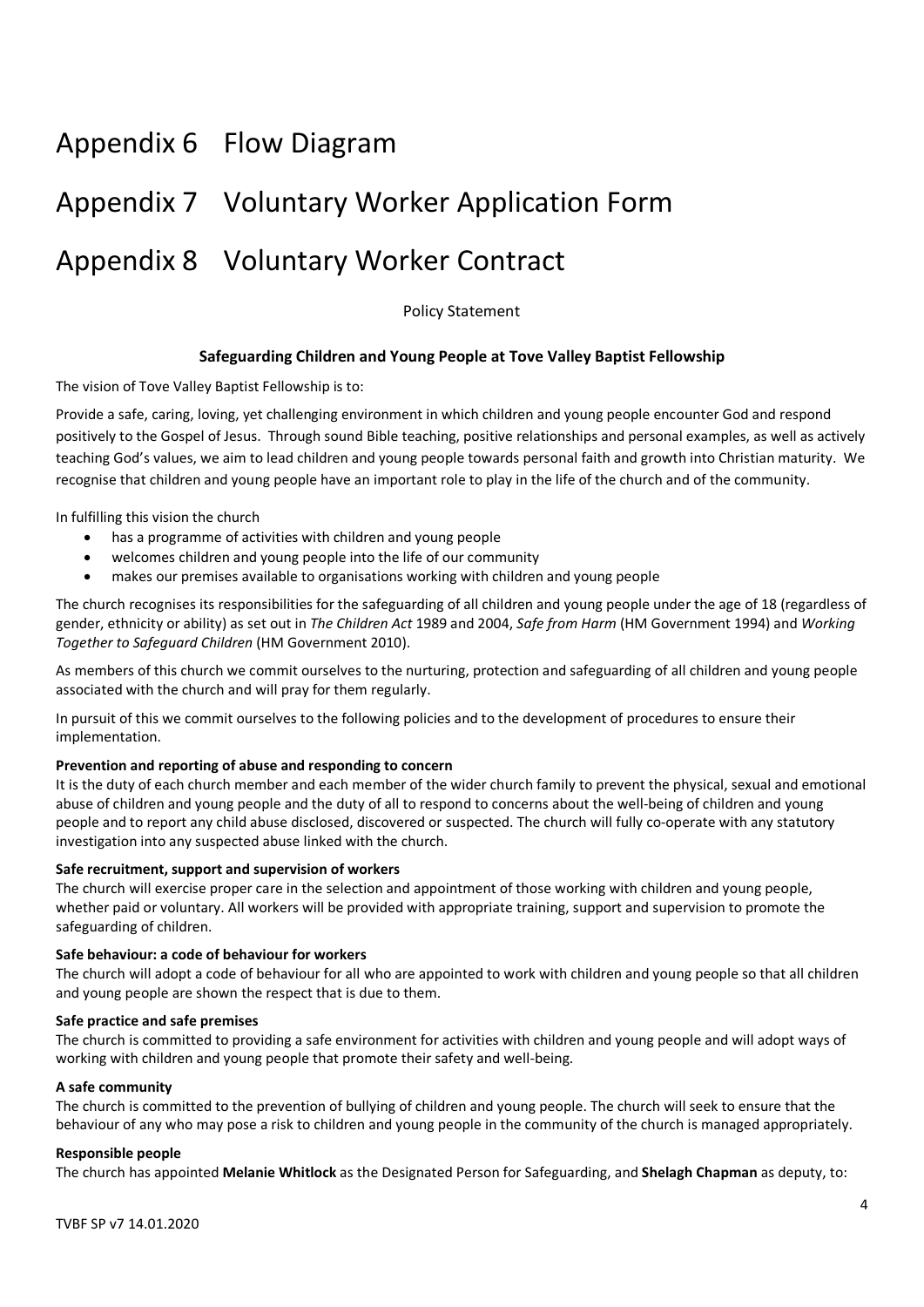# Appendix 6 Flow Diagram

# Appendix 7 Voluntary Worker Application Form

# Appendix 8 Voluntary Worker Contract

Policy Statement

## Safeguarding Children and Young People at Tove Valley Baptist Fellowship

The vision of Tove Valley Baptist Fellowship is to:

Provide a safe, caring, loving, yet challenging environment in which children and young people encounter God and respond positively to the Gospel of Jesus. Through sound Bible teaching, positive relationships and personal examples, as well as actively teaching God's values, we aim to lead children and young people towards personal faith and growth into Christian maturity. We recognise that children and young people have an important role to play in the life of the church and of the community.

In fulfilling this vision the church

- has a programme of activities with children and young people
- welcomes children and young people into the life of our community
- makes our premises available to organisations working with children and young people

The church recognises its responsibilities for the safeguarding of all children and young people under the age of 18 (regardless of gender, ethnicity or ability) as set out in *The Children Act* 1989 and 2004, *Safe from Harm* (HM Government 1994) and *Working Together to Safeguard Children* (HM Government 2010).

As members of this church we commit ourselves to the nurturing, protection and safeguarding of all children and young people associated with the church and will pray for them regularly.

In pursuit of this we commit ourselves to the following policies and to the development of procedures to ensure their implementation.

**Prevention and reporting of abuse and responding to concern**
It is the duty of each church member and each member of the wider church family to prevent the physical, sexual and emotional abuse of children and young people and the duty of all to respond to concerns about the well-being of children and young people and to report any child abuse disclosed, discovered or suspected. The church will fully co-operate with any statutory investigation into any suspected abuse linked with the church.

**Safe recruitment, support and supervision of workers**
The church will exercise proper care in the selection and appointment of those working with children and young people, whether paid or voluntary. All workers will be provided with appropriate training, support and supervision to promote the safeguarding of children.

**Safe behaviour: a code of behaviour for workers**
The church will adopt a code of behaviour for all who are appointed to work with children and young people so that all children and young people are shown the respect that is due to them.

**Safe practice and safe premises**
The church is committed to providing a safe environment for activities with children and young people and will adopt ways of working with children and young people that promote their safety and well-being.

**A safe community**
The church is committed to the prevention of bullying of children and young people. The church will seek to ensure that the behaviour of any who may pose a risk to children and young people in the community of the church is managed appropriately.

**Responsible people**
The church has appointed **Melanie Whitlock** as the Designated Person for Safeguarding, and **Shelagh Chapman** as deputy, to:

TVBF SP v7 14.01.2020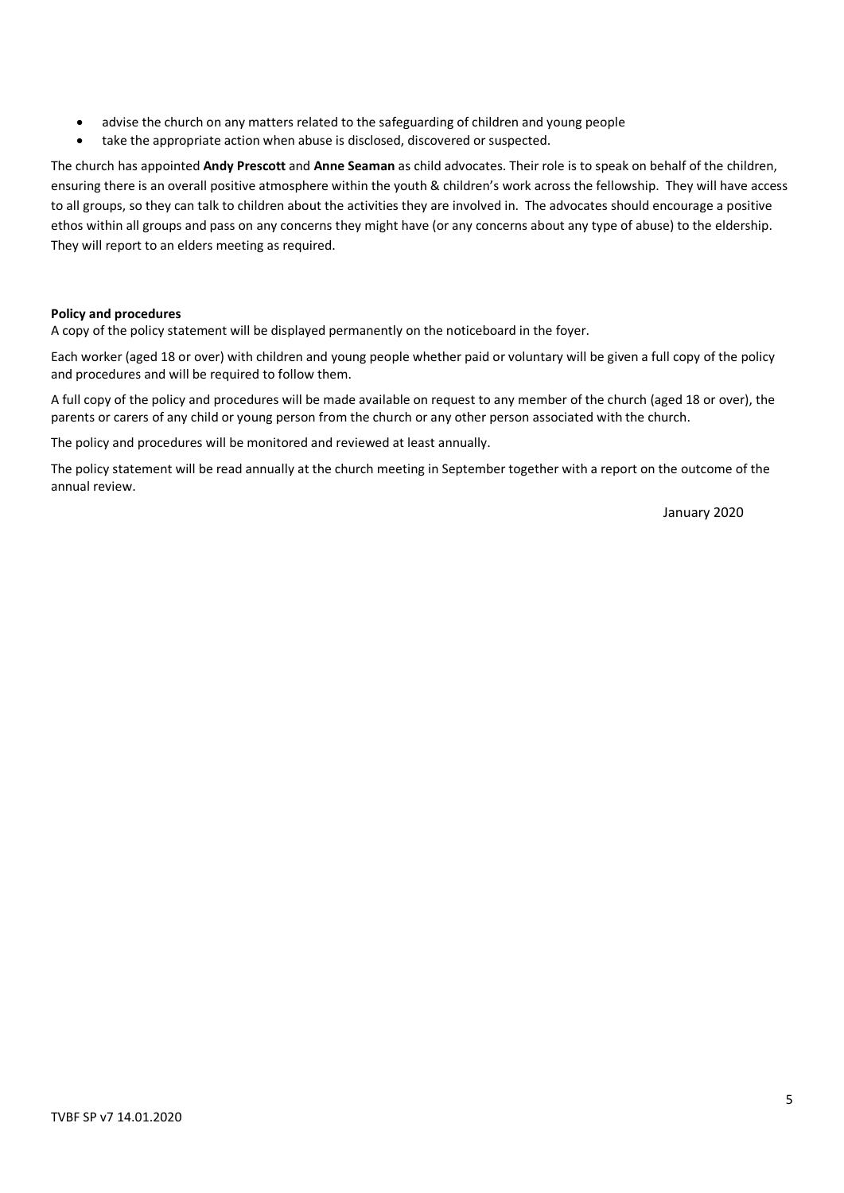- advise the church on any matters related to the safeguarding of children and young people
- take the appropriate action when abuse is disclosed, discovered or suspected.

The church has appointed **Andy Prescott** and **Anne Seaman** as child advocates. Their role is to speak on behalf of the children, ensuring there is an overall positive atmosphere within the youth & children's work across the fellowship. They will have access to all groups, so they can talk to children about the activities they are involved in. The advocates should encourage a positive ethos within all groups and pass on any concerns they might have (or any concerns about any type of abuse) to the eldership. They will report to an elders meeting as required.

**Policy and procedures**

A copy of the policy statement will be displayed permanently on the noticeboard in the foyer.

Each worker (aged 18 or over) with children and young people whether paid or voluntary will be given a full copy of the policy and procedures and will be required to follow them.

A full copy of the policy and procedures will be made available on request to any member of the church (aged 18 or over), the parents or carers of any child or young person from the church or any other person associated with the church.

The policy and procedures will be monitored and reviewed at least annually.

The policy statement will be read annually at the church meeting in September together with a report on the outcome of the annual review.

January 2020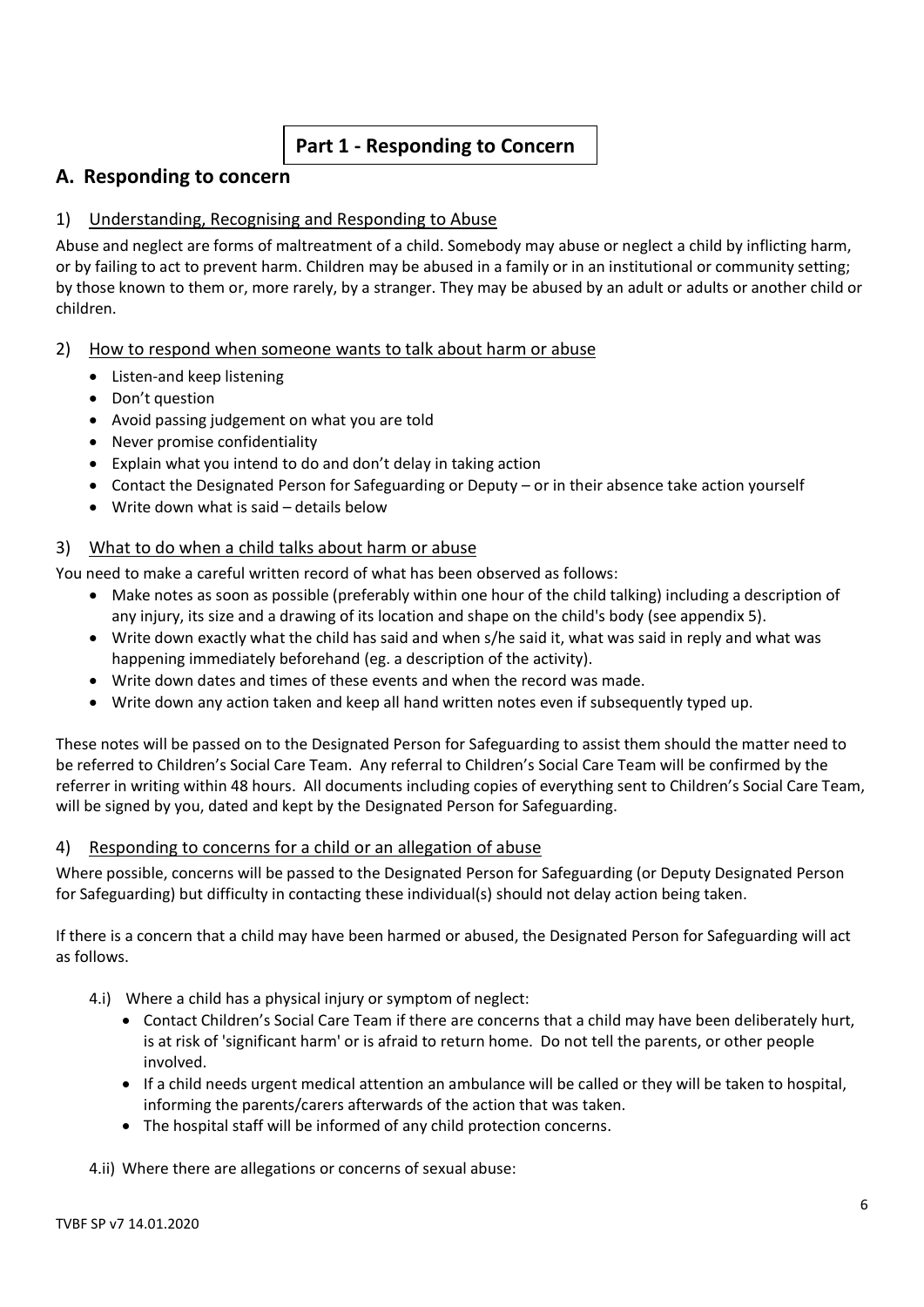# Part 1 - Responding to Concern

## A. Responding to concern

### 1) Understanding, Recognising and Responding to Abuse

Abuse and neglect are forms of maltreatment of a child. Somebody may abuse or neglect a child by inflicting harm, or by failing to act to prevent harm. Children may be abused in a family or in an institutional or community setting; by those known to them or, more rarely, by a stranger. They may be abused by an adult or adults or another child or children.

### 2) How to respond when someone wants to talk about harm or abuse

- Listen-and keep listening
- Don't question
- Avoid passing judgement on what you are told
- Never promise confidentiality
- Explain what you intend to do and don't delay in taking action
- Contact the Designated Person for Safeguarding or Deputy – or in their absence take action yourself
- Write down what is said – details below

### 3) What to do when a child talks about harm or abuse

You need to make a careful written record of what has been observed as follows:

- Make notes as soon as possible (preferably within one hour of the child talking) including a description of any injury, its size and a drawing of its location and shape on the child's body (see appendix 5).
- Write down exactly what the child has said and when s/he said it, what was said in reply and what was happening immediately beforehand (eg. a description of the activity).
- Write down dates and times of these events and when the record was made.
- Write down any action taken and keep all hand written notes even if subsequently typed up.

These notes will be passed on to the Designated Person for Safeguarding to assist them should the matter need to be referred to Children's Social Care Team. Any referral to Children's Social Care Team will be confirmed by the referrer in writing within 48 hours. All documents including copies of everything sent to Children's Social Care Team, will be signed by you, dated and kept by the Designated Person for Safeguarding.

### 4) Responding to concerns for a child or an allegation of abuse

Where possible, concerns will be passed to the Designated Person for Safeguarding (or Deputy Designated Person for Safeguarding) but difficulty in contacting these individual(s) should not delay action being taken.

If there is a concern that a child may have been harmed or abused, the Designated Person for Safeguarding will act as follows.

4.i) Where a child has a physical injury or symptom of neglect:

- Contact Children's Social Care Team if there are concerns that a child may have been deliberately hurt, is at risk of 'significant harm' or is afraid to return home. Do not tell the parents, or other people involved.
- If a child needs urgent medical attention an ambulance will be called or they will be taken to hospital, informing the parents/carers afterwards of the action that was taken.
- The hospital staff will be informed of any child protection concerns.

4.ii) Where there are allegations or concerns of sexual abuse: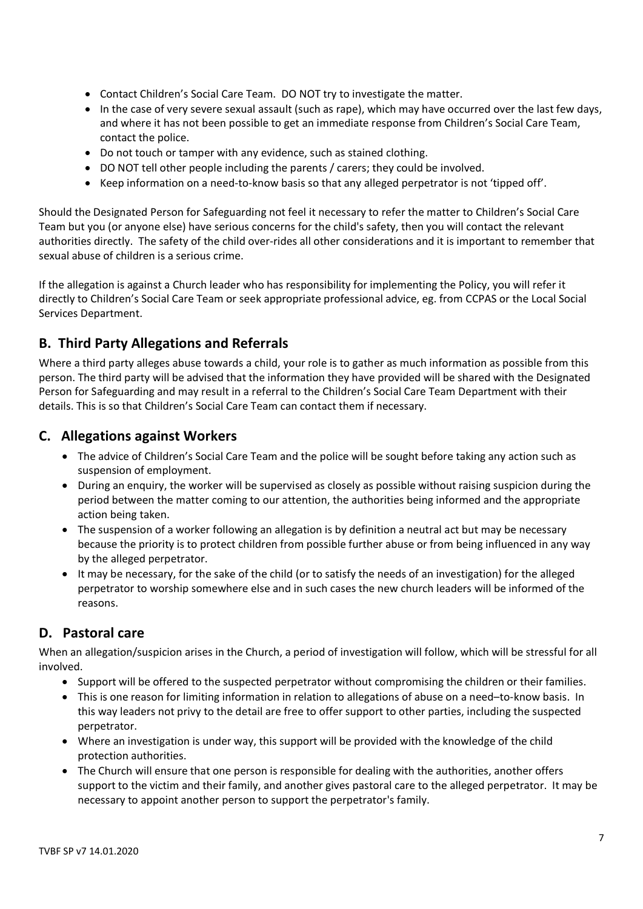- Contact Children's Social Care Team. DO NOT try to investigate the matter.
- In the case of very severe sexual assault (such as rape), which may have occurred over the last few days, and where it has not been possible to get an immediate response from Children's Social Care Team, contact the police.
- Do not touch or tamper with any evidence, such as stained clothing.
- DO NOT tell other people including the parents / carers; they could be involved.
- Keep information on a need-to-know basis so that any alleged perpetrator is not 'tipped off'.

Should the Designated Person for Safeguarding not feel it necessary to refer the matter to Children's Social Care Team but you (or anyone else) have serious concerns for the child's safety, then you will contact the relevant authorities directly. The safety of the child over-rides all other considerations and it is important to remember that sexual abuse of children is a serious crime.

If the allegation is against a Church leader who has responsibility for implementing the Policy, you will refer it directly to Children's Social Care Team or seek appropriate professional advice, eg. from CCPAS or the Local Social Services Department.

## B. Third Party Allegations and Referrals

Where a third party alleges abuse towards a child, your role is to gather as much information as possible from this person. The third party will be advised that the information they have provided will be shared with the Designated Person for Safeguarding and may result in a referral to the Children's Social Care Team Department with their details. This is so that Children's Social Care Team can contact them if necessary.

## C. Allegations against Workers

- The advice of Children's Social Care Team and the police will be sought before taking any action such as suspension of employment.
- During an enquiry, the worker will be supervised as closely as possible without raising suspicion during the period between the matter coming to our attention, the authorities being informed and the appropriate action being taken.
- The suspension of a worker following an allegation is by definition a neutral act but may be necessary because the priority is to protect children from possible further abuse or from being influenced in any way by the alleged perpetrator.
- It may be necessary, for the sake of the child (or to satisfy the needs of an investigation) for the alleged perpetrator to worship somewhere else and in such cases the new church leaders will be informed of the reasons.

## D. Pastoral care

When an allegation/suspicion arises in the Church, a period of investigation will follow, which will be stressful for all involved.

- Support will be offered to the suspected perpetrator without compromising the children or their families.
- This is one reason for limiting information in relation to allegations of abuse on a need–to-know basis. In this way leaders not privy to the detail are free to offer support to other parties, including the suspected perpetrator.
- Where an investigation is under way, this support will be provided with the knowledge of the child protection authorities.
- The Church will ensure that one person is responsible for dealing with the authorities, another offers support to the victim and their family, and another gives pastoral care to the alleged perpetrator. It may be necessary to appoint another person to support the perpetrator's family.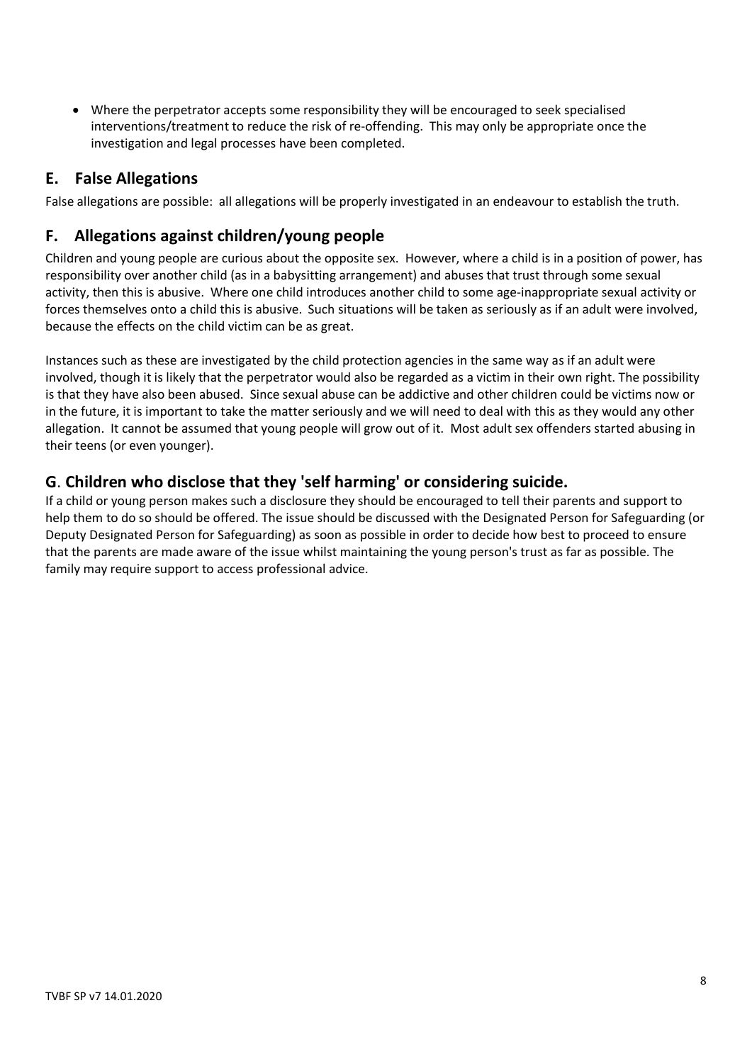- Where the perpetrator accepts some responsibility they will be encouraged to seek specialised interventions/treatment to reduce the risk of re-offending. This may only be appropriate once the investigation and legal processes have been completed.

## E. False Allegations

False allegations are possible: all allegations will be properly investigated in an endeavour to establish the truth.

## F. Allegations against children/young people

Children and young people are curious about the opposite sex. However, where a child is in a position of power, has responsibility over another child (as in a babysitting arrangement) and abuses that trust through some sexual activity, then this is abusive. Where one child introduces another child to some age-inappropriate sexual activity or forces themselves onto a child this is abusive. Such situations will be taken as seriously as if an adult were involved, because the effects on the child victim can be as great.

Instances such as these are investigated by the child protection agencies in the same way as if an adult were involved, though it is likely that the perpetrator would also be regarded as a victim in their own right. The possibility is that they have also been abused. Since sexual abuse can be addictive and other children could be victims now or in the future, it is important to take the matter seriously and we will need to deal with this as they would any other allegation. It cannot be assumed that young people will grow out of it. Most adult sex offenders started abusing in their teens (or even younger).

## G. Children who disclose that they 'self harming' or considering suicide.

If a child or young person makes such a disclosure they should be encouraged to tell their parents and support to help them to do so should be offered. The issue should be discussed with the Designated Person for Safeguarding (or Deputy Designated Person for Safeguarding) as soon as possible in order to decide how best to proceed to ensure that the parents are made aware of the issue whilst maintaining the young person's trust as far as possible. The family may require support to access professional advice.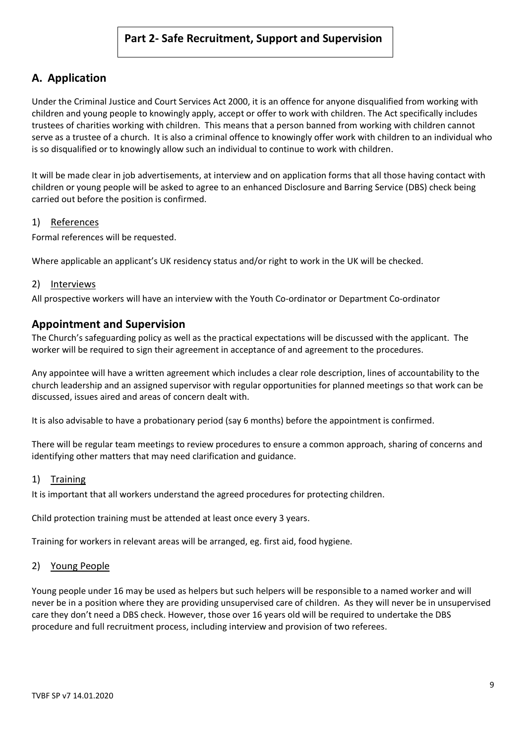# Part 2- Safe Recruitment, Support and Supervision

## A. Application

Under the Criminal Justice and Court Services Act 2000, it is an offence for anyone disqualified from working with children and young people to knowingly apply, accept or offer to work with children. The Act specifically includes trustees of charities working with children. This means that a person banned from working with children cannot serve as a trustee of a church. It is also a criminal offence to knowingly offer work with children to an individual who is so disqualified or to knowingly allow such an individual to continue to work with children.

It will be made clear in job advertisements, at interview and on application forms that all those having contact with children or young people will be asked to agree to an enhanced Disclosure and Barring Service (DBS) check being carried out before the position is confirmed.

### 1) References

Formal references will be requested.

Where applicable an applicant's UK residency status and/or right to work in the UK will be checked.

### 2) Interviews

All prospective workers will have an interview with the Youth Co-ordinator or Department Co-ordinator

## Appointment and Supervision

The Church's safeguarding policy as well as the practical expectations will be discussed with the applicant. The worker will be required to sign their agreement in acceptance of and agreement to the procedures.

Any appointee will have a written agreement which includes a clear role description, lines of accountability to the church leadership and an assigned supervisor with regular opportunities for planned meetings so that work can be discussed, issues aired and areas of concern dealt with.

It is also advisable to have a probationary period (say 6 months) before the appointment is confirmed.

There will be regular team meetings to review procedures to ensure a common approach, sharing of concerns and identifying other matters that may need clarification and guidance.

### 1) Training

It is important that all workers understand the agreed procedures for protecting children.

Child protection training must be attended at least once every 3 years.

Training for workers in relevant areas will be arranged, eg. first aid, food hygiene.

### 2) Young People

Young people under 16 may be used as helpers but such helpers will be responsible to a named worker and will never be in a position where they are providing unsupervised care of children. As they will never be in unsupervised care they don't need a DBS check. However, those over 16 years old will be required to undertake the DBS procedure and full recruitment process, including interview and provision of two referees.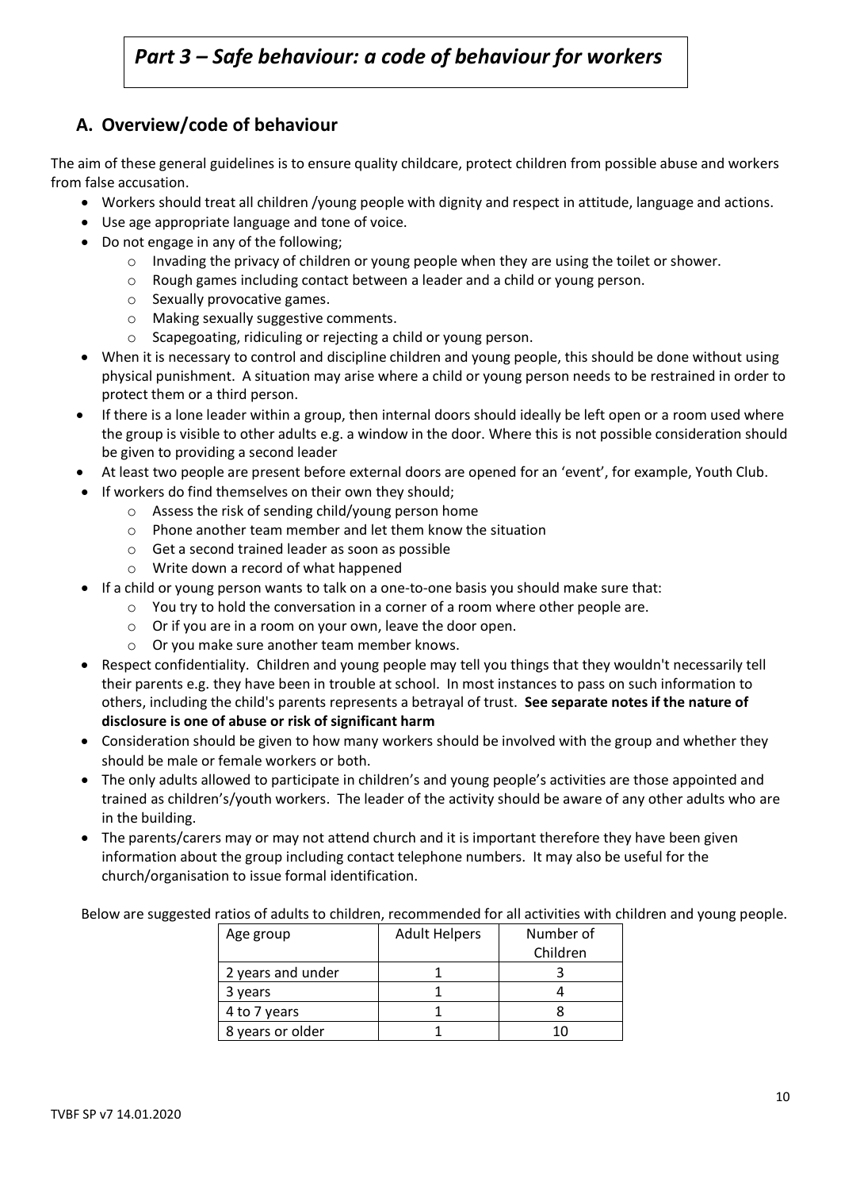# *Part 3 – Safe behaviour: a code of behaviour for workers*

## A. Overview/code of behaviour

The aim of these general guidelines is to ensure quality childcare, protect children from possible abuse and workers from false accusation.

- Workers should treat all children /young people with dignity and respect in attitude, language and actions.
- Use age appropriate language and tone of voice.
- Do not engage in any of the following;
  - Invading the privacy of children or young people when they are using the toilet or shower.
  - Rough games including contact between a leader and a child or young person.
  - Sexually provocative games.
  - Making sexually suggestive comments.
  - Scapegoating, ridiculing or rejecting a child or young person.
- When it is necessary to control and discipline children and young people, this should be done without using physical punishment. A situation may arise where a child or young person needs to be restrained in order to protect them or a third person.
- If there is a lone leader within a group, then internal doors should ideally be left open or a room used where the group is visible to other adults e.g. a window in the door. Where this is not possible consideration should be given to providing a second leader
- At least two people are present before external doors are opened for an 'event', for example, Youth Club.
- If workers do find themselves on their own they should;
  - Assess the risk of sending child/young person home
  - Phone another team member and let them know the situation
  - Get a second trained leader as soon as possible
  - Write down a record of what happened
- If a child or young person wants to talk on a one-to-one basis you should make sure that:
  - You try to hold the conversation in a corner of a room where other people are.
  - Or if you are in a room on your own, leave the door open.
  - Or you make sure another team member knows.
- Respect confidentiality. Children and young people may tell you things that they wouldn't necessarily tell their parents e.g. they have been in trouble at school. In most instances to pass on such information to others, including the child's parents represents a betrayal of trust. **See separate notes if the nature of disclosure is one of abuse or risk of significant harm**
- Consideration should be given to how many workers should be involved with the group and whether they should be male or female workers or both.
- The only adults allowed to participate in children's and young people's activities are those appointed and trained as children's/youth workers. The leader of the activity should be aware of any other adults who are in the building.
- The parents/carers may or may not attend church and it is important therefore they have been given information about the group including contact telephone numbers. It may also be useful for the church/organisation to issue formal identification.

Below are suggested ratios of adults to children, recommended for all activities with children and young people.

| Age group | Adult Helpers | Number of Children |
|---|---|---|
| 2 years and under | 1 | 3 |
| 3 years | 1 | 4 |
| 4 to 7 years | 1 | 8 |
| 8 years or older | 1 | 10 |

TVBF SP v7 14.01.2020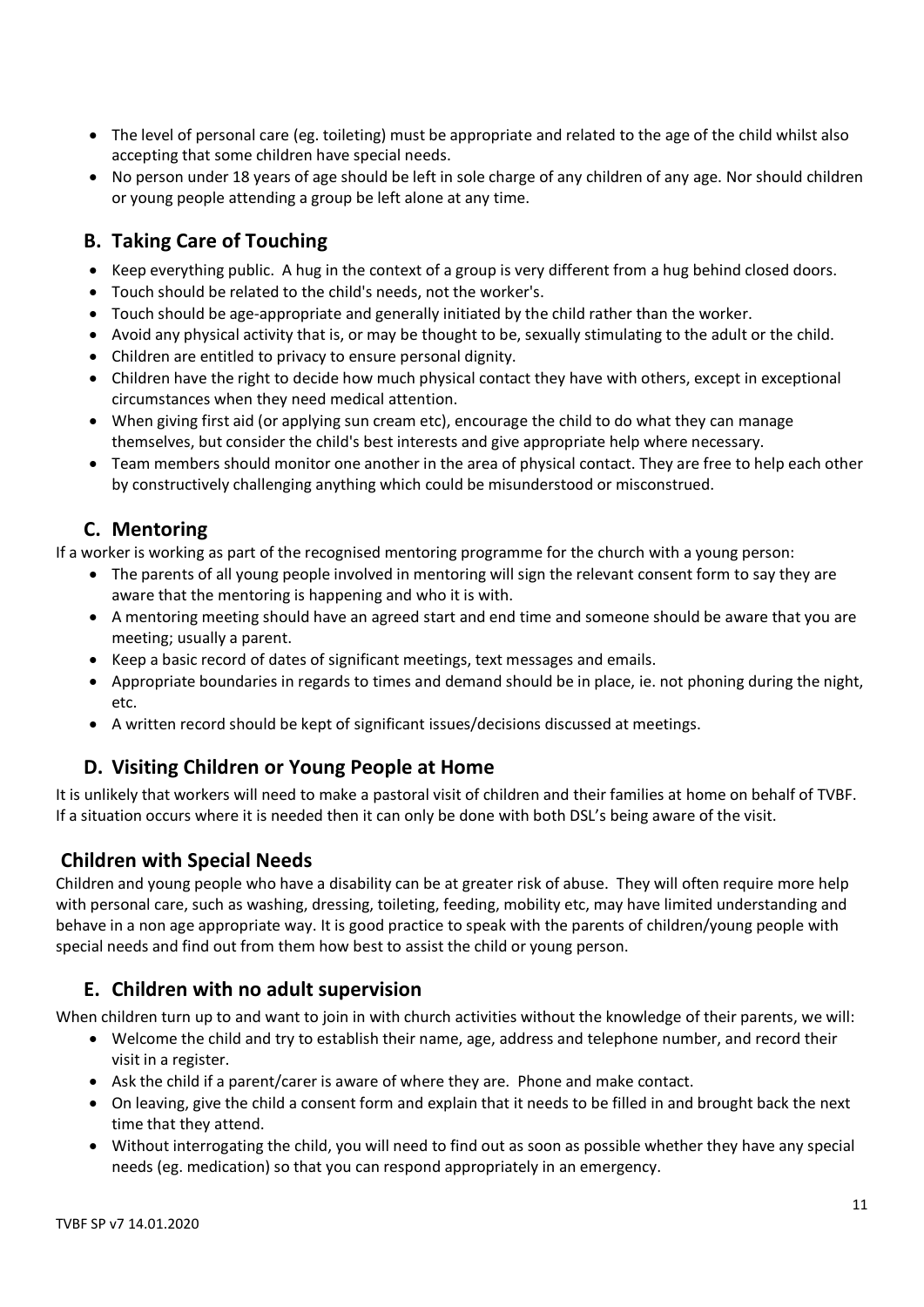- The level of personal care (eg. toileting) must be appropriate and related to the age of the child whilst also accepting that some children have special needs.
- No person under 18 years of age should be left in sole charge of any children of any age. Nor should children or young people attending a group be left alone at any time.

## B. Taking Care of Touching

- Keep everything public. A hug in the context of a group is very different from a hug behind closed doors.
- Touch should be related to the child's needs, not the worker's.
- Touch should be age-appropriate and generally initiated by the child rather than the worker.
- Avoid any physical activity that is, or may be thought to be, sexually stimulating to the adult or the child.
- Children are entitled to privacy to ensure personal dignity.
- Children have the right to decide how much physical contact they have with others, except in exceptional circumstances when they need medical attention.
- When giving first aid (or applying sun cream etc), encourage the child to do what they can manage themselves, but consider the child's best interests and give appropriate help where necessary.
- Team members should monitor one another in the area of physical contact. They are free to help each other by constructively challenging anything which could be misunderstood or misconstrued.

## C. Mentoring

If a worker is working as part of the recognised mentoring programme for the church with a young person:

- The parents of all young people involved in mentoring will sign the relevant consent form to say they are aware that the mentoring is happening and who it is with.
- A mentoring meeting should have an agreed start and end time and someone should be aware that you are meeting; usually a parent.
- Keep a basic record of dates of significant meetings, text messages and emails.
- Appropriate boundaries in regards to times and demand should be in place, ie. not phoning during the night, etc.
- A written record should be kept of significant issues/decisions discussed at meetings.

## D. Visiting Children or Young People at Home

It is unlikely that workers will need to make a pastoral visit of children and their families at home on behalf of TVBF. If a situation occurs where it is needed then it can only be done with both DSL's being aware of the visit.

## Children with Special Needs

Children and young people who have a disability can be at greater risk of abuse. They will often require more help with personal care, such as washing, dressing, toileting, feeding, mobility etc, may have limited understanding and behave in a non age appropriate way. It is good practice to speak with the parents of children/young people with special needs and find out from them how best to assist the child or young person.

## E. Children with no adult supervision

When children turn up to and want to join in with church activities without the knowledge of their parents, we will:

- Welcome the child and try to establish their name, age, address and telephone number, and record their visit in a register.
- Ask the child if a parent/carer is aware of where they are. Phone and make contact.
- On leaving, give the child a consent form and explain that it needs to be filled in and brought back the next time that they attend.
- Without interrogating the child, you will need to find out as soon as possible whether they have any special needs (eg. medication) so that you can respond appropriately in an emergency.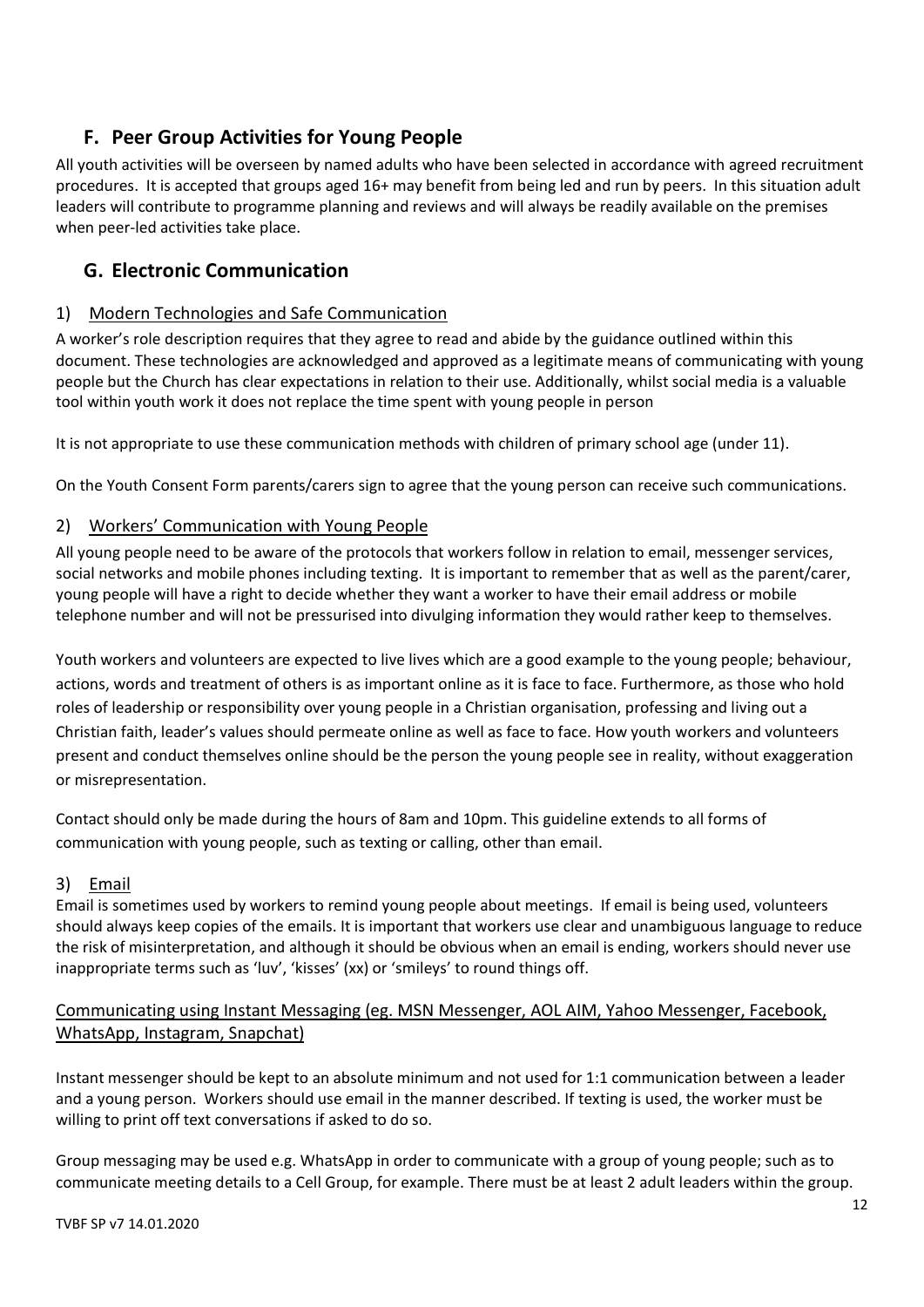## F. Peer Group Activities for Young People

All youth activities will be overseen by named adults who have been selected in accordance with agreed recruitment procedures. It is accepted that groups aged 16+ may benefit from being led and run by peers. In this situation adult leaders will contribute to programme planning and reviews and will always be readily available on the premises when peer-led activities take place.

## G. Electronic Communication

### 1) Modern Technologies and Safe Communication

A worker's role description requires that they agree to read and abide by the guidance outlined within this document. These technologies are acknowledged and approved as a legitimate means of communicating with young people but the Church has clear expectations in relation to their use. Additionally, whilst social media is a valuable tool within youth work it does not replace the time spent with young people in person

It is not appropriate to use these communication methods with children of primary school age (under 11).

On the Youth Consent Form parents/carers sign to agree that the young person can receive such communications.

### 2) Workers' Communication with Young People

All young people need to be aware of the protocols that workers follow in relation to email, messenger services, social networks and mobile phones including texting. It is important to remember that as well as the parent/carer, young people will have a right to decide whether they want a worker to have their email address or mobile telephone number and will not be pressurised into divulging information they would rather keep to themselves.

Youth workers and volunteers are expected to live lives which are a good example to the young people; behaviour, actions, words and treatment of others is as important online as it is face to face. Furthermore, as those who hold roles of leadership or responsibility over young people in a Christian organisation, professing and living out a Christian faith, leader's values should permeate online as well as face to face. How youth workers and volunteers present and conduct themselves online should be the person the young people see in reality, without exaggeration or misrepresentation.

Contact should only be made during the hours of 8am and 10pm. This guideline extends to all forms of communication with young people, such as texting or calling, other than email.

### 3) Email

Email is sometimes used by workers to remind young people about meetings. If email is being used, volunteers should always keep copies of the emails. It is important that workers use clear and unambiguous language to reduce the risk of misinterpretation, and although it should be obvious when an email is ending, workers should never use inappropriate terms such as 'luv', 'kisses' (xx) or 'smileys' to round things off.

#### Communicating using Instant Messaging (eg. MSN Messenger, AOL AIM, Yahoo Messenger, Facebook, WhatsApp, Instagram, Snapchat)

Instant messenger should be kept to an absolute minimum and not used for 1:1 communication between a leader and a young person. Workers should use email in the manner described. If texting is used, the worker must be willing to print off text conversations if asked to do so.

Group messaging may be used e.g. WhatsApp in order to communicate with a group of young people; such as to communicate meeting details to a Cell Group, for example. There must be at least 2 adult leaders within the group.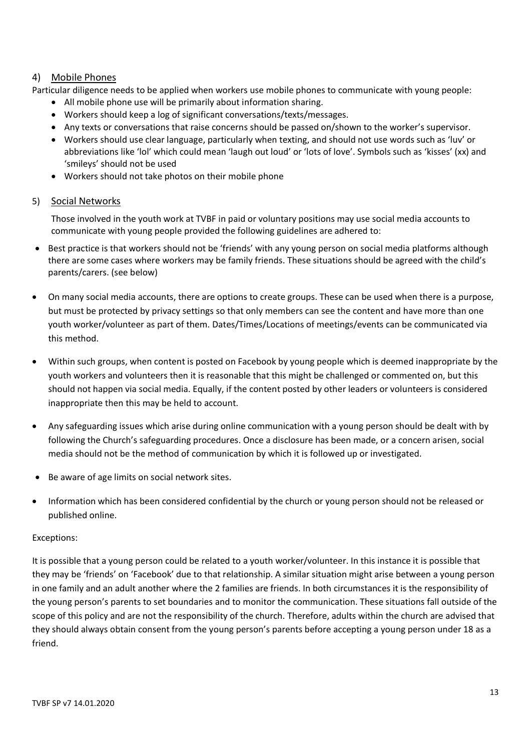## 4) Mobile Phones

Particular diligence needs to be applied when workers use mobile phones to communicate with young people:

- All mobile phone use will be primarily about information sharing.
- Workers should keep a log of significant conversations/texts/messages.
- Any texts or conversations that raise concerns should be passed on/shown to the worker's supervisor.
- Workers should use clear language, particularly when texting, and should not use words such as 'luv' or abbreviations like 'lol' which could mean 'laugh out loud' or 'lots of love'. Symbols such as 'kisses' (xx) and 'smileys' should not be used
- Workers should not take photos on their mobile phone

## 5) Social Networks

Those involved in the youth work at TVBF in paid or voluntary positions may use social media accounts to communicate with young people provided the following guidelines are adhered to:

- Best practice is that workers should not be 'friends' with any young person on social media platforms although there are some cases where workers may be family friends. These situations should be agreed with the child's parents/carers. (see below)
- On many social media accounts, there are options to create groups. These can be used when there is a purpose, but must be protected by privacy settings so that only members can see the content and have more than one youth worker/volunteer as part of them. Dates/Times/Locations of meetings/events can be communicated via this method.
- Within such groups, when content is posted on Facebook by young people which is deemed inappropriate by the youth workers and volunteers then it is reasonable that this might be challenged or commented on, but this should not happen via social media. Equally, if the content posted by other leaders or volunteers is considered inappropriate then this may be held to account.
- Any safeguarding issues which arise during online communication with a young person should be dealt with by following the Church's safeguarding procedures. Once a disclosure has been made, or a concern arisen, social media should not be the method of communication by which it is followed up or investigated.
- Be aware of age limits on social network sites.
- Information which has been considered confidential by the church or young person should not be released or published online.

Exceptions:

It is possible that a young person could be related to a youth worker/volunteer. In this instance it is possible that they may be 'friends' on 'Facebook' due to that relationship. A similar situation might arise between a young person in one family and an adult another where the 2 families are friends. In both circumstances it is the responsibility of the young person's parents to set boundaries and to monitor the communication. These situations fall outside of the scope of this policy and are not the responsibility of the church. Therefore, adults within the church are advised that they should always obtain consent from the young person's parents before accepting a young person under 18 as a friend.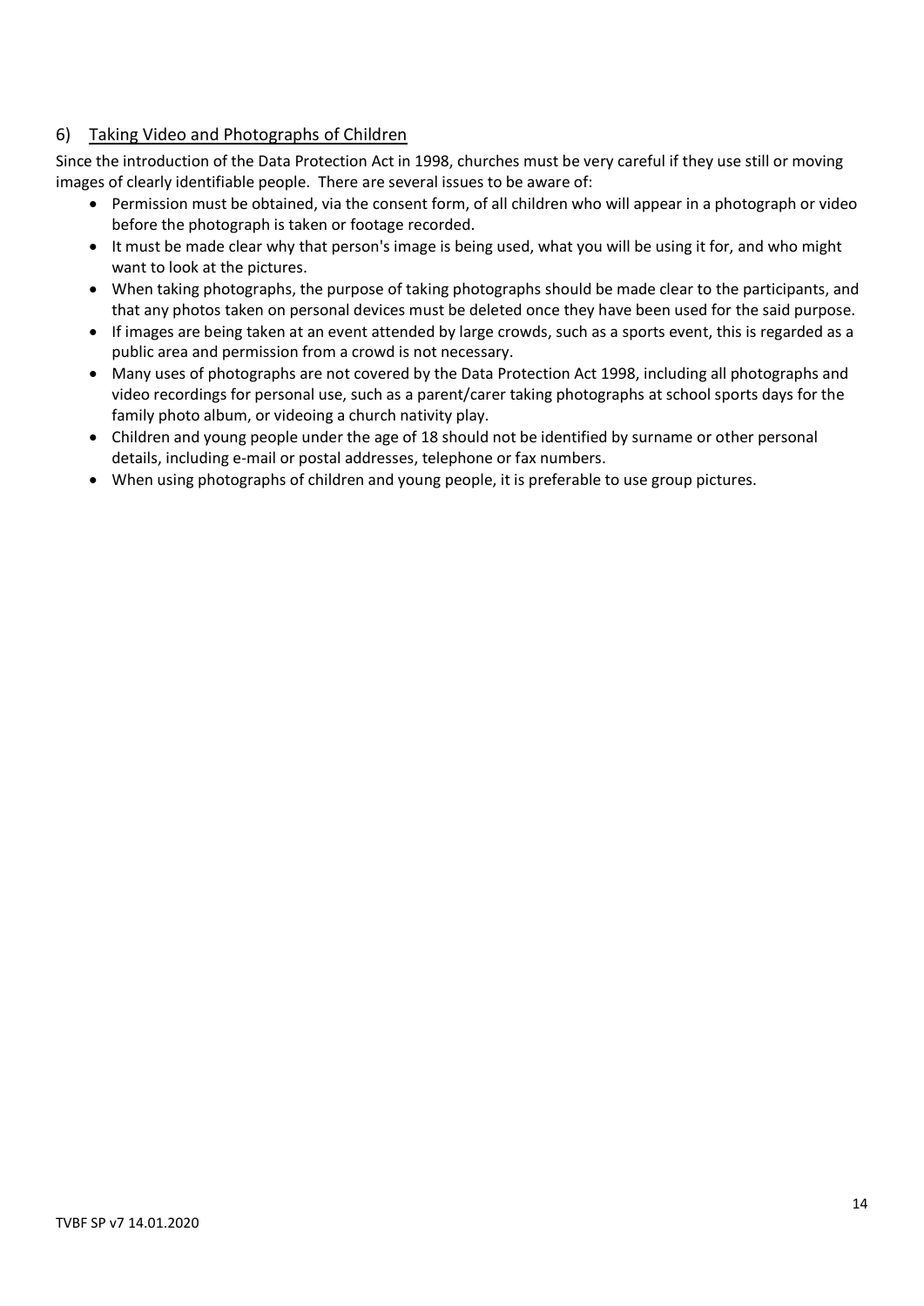## 6) Taking Video and Photographs of Children

Since the introduction of the Data Protection Act in 1998, churches must be very careful if they use still or moving images of clearly identifiable people. There are several issues to be aware of:

- Permission must be obtained, via the consent form, of all children who will appear in a photograph or video before the photograph is taken or footage recorded.
- It must be made clear why that person's image is being used, what you will be using it for, and who might want to look at the pictures.
- When taking photographs, the purpose of taking photographs should be made clear to the participants, and that any photos taken on personal devices must be deleted once they have been used for the said purpose.
- If images are being taken at an event attended by large crowds, such as a sports event, this is regarded as a public area and permission from a crowd is not necessary.
- Many uses of photographs are not covered by the Data Protection Act 1998, including all photographs and video recordings for personal use, such as a parent/carer taking photographs at school sports days for the family photo album, or videoing a church nativity play.
- Children and young people under the age of 18 should not be identified by surname or other personal details, including e-mail or postal addresses, telephone or fax numbers.
- When using photographs of children and young people, it is preferable to use group pictures.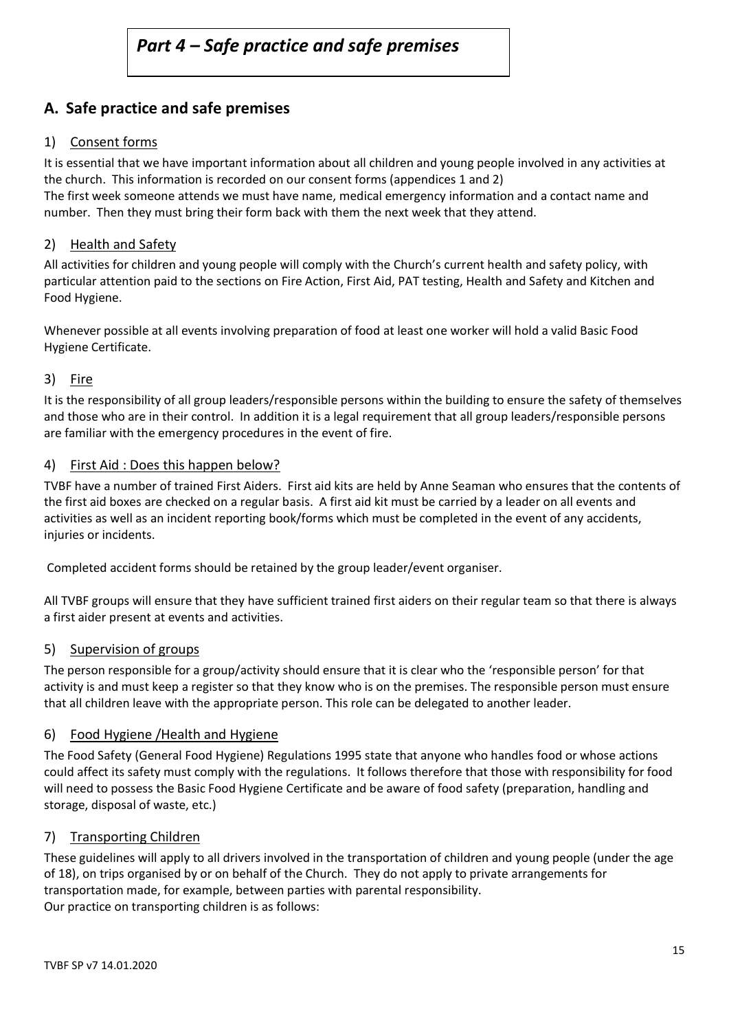# *Part 4 – Safe practice and safe premises*

## A. Safe practice and safe premises

### 1) Consent forms

It is essential that we have important information about all children and young people involved in any activities at the church. This information is recorded on our consent forms (appendices 1 and 2)
The first week someone attends we must have name, medical emergency information and a contact name and number. Then they must bring their form back with them the next week that they attend.

### 2) Health and Safety

All activities for children and young people will comply with the Church's current health and safety policy, with particular attention paid to the sections on Fire Action, First Aid, PAT testing, Health and Safety and Kitchen and Food Hygiene.

Whenever possible at all events involving preparation of food at least one worker will hold a valid Basic Food Hygiene Certificate.

### 3) Fire

It is the responsibility of all group leaders/responsible persons within the building to ensure the safety of themselves and those who are in their control. In addition it is a legal requirement that all group leaders/responsible persons are familiar with the emergency procedures in the event of fire.

### 4) First Aid : Does this happen below?

TVBF have a number of trained First Aiders. First aid kits are held by Anne Seaman who ensures that the contents of the first aid boxes are checked on a regular basis. A first aid kit must be carried by a leader on all events and activities as well as an incident reporting book/forms which must be completed in the event of any accidents, injuries or incidents.

Completed accident forms should be retained by the group leader/event organiser.

All TVBF groups will ensure that they have sufficient trained first aiders on their regular team so that there is always a first aider present at events and activities.

### 5) Supervision of groups

The person responsible for a group/activity should ensure that it is clear who the 'responsible person' for that activity is and must keep a register so that they know who is on the premises. The responsible person must ensure that all children leave with the appropriate person. This role can be delegated to another leader.

### 6) Food Hygiene /Health and Hygiene

The Food Safety (General Food Hygiene) Regulations 1995 state that anyone who handles food or whose actions could affect its safety must comply with the regulations. It follows therefore that those with responsibility for food will need to possess the Basic Food Hygiene Certificate and be aware of food safety (preparation, handling and storage, disposal of waste, etc.)

### 7) Transporting Children

These guidelines will apply to all drivers involved in the transportation of children and young people (under the age of 18), on trips organised by or on behalf of the Church. They do not apply to private arrangements for transportation made, for example, between parties with parental responsibility.
Our practice on transporting children is as follows: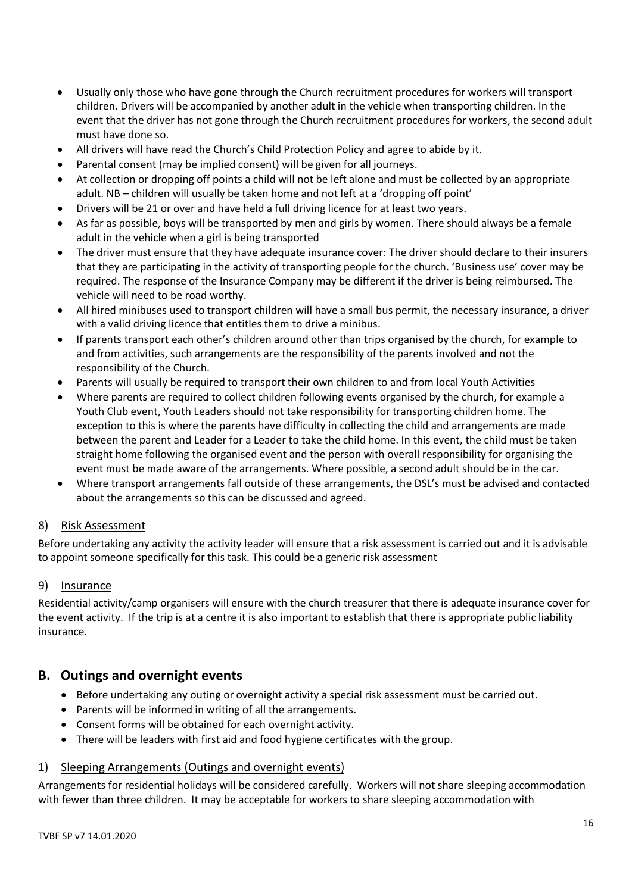- Usually only those who have gone through the Church recruitment procedures for workers will transport children. Drivers will be accompanied by another adult in the vehicle when transporting children. In the event that the driver has not gone through the Church recruitment procedures for workers, the second adult must have done so.
- All drivers will have read the Church's Child Protection Policy and agree to abide by it.
- Parental consent (may be implied consent) will be given for all journeys.
- At collection or dropping off points a child will not be left alone and must be collected by an appropriate adult. NB – children will usually be taken home and not left at a 'dropping off point'
- Drivers will be 21 or over and have held a full driving licence for at least two years.
- As far as possible, boys will be transported by men and girls by women. There should always be a female adult in the vehicle when a girl is being transported
- The driver must ensure that they have adequate insurance cover: The driver should declare to their insurers that they are participating in the activity of transporting people for the church. 'Business use' cover may be required. The response of the Insurance Company may be different if the driver is being reimbursed. The vehicle will need to be road worthy.
- All hired minibuses used to transport children will have a small bus permit, the necessary insurance, a driver with a valid driving licence that entitles them to drive a minibus.
- If parents transport each other's children around other than trips organised by the church, for example to and from activities, such arrangements are the responsibility of the parents involved and not the responsibility of the Church.
- Parents will usually be required to transport their own children to and from local Youth Activities
- Where parents are required to collect children following events organised by the church, for example a Youth Club event, Youth Leaders should not take responsibility for transporting children home. The exception to this is where the parents have difficulty in collecting the child and arrangements are made between the parent and Leader for a Leader to take the child home. In this event, the child must be taken straight home following the organised event and the person with overall responsibility for organising the event must be made aware of the arrangements. Where possible, a second adult should be in the car.
- Where transport arrangements fall outside of these arrangements, the DSL's must be advised and contacted about the arrangements so this can be discussed and agreed.

### 8) Risk Assessment

Before undertaking any activity the activity leader will ensure that a risk assessment is carried out and it is advisable to appoint someone specifically for this task. This could be a generic risk assessment

### 9) Insurance

Residential activity/camp organisers will ensure with the church treasurer that there is adequate insurance cover for the event activity. If the trip is at a centre it is also important to establish that there is appropriate public liability insurance.

## B. Outings and overnight events

- Before undertaking any outing or overnight activity a special risk assessment must be carried out.
- Parents will be informed in writing of all the arrangements.
- Consent forms will be obtained for each overnight activity.
- There will be leaders with first aid and food hygiene certificates with the group.

### 1) Sleeping Arrangements (Outings and overnight events)

Arrangements for residential holidays will be considered carefully. Workers will not share sleeping accommodation with fewer than three children. It may be acceptable for workers to share sleeping accommodation with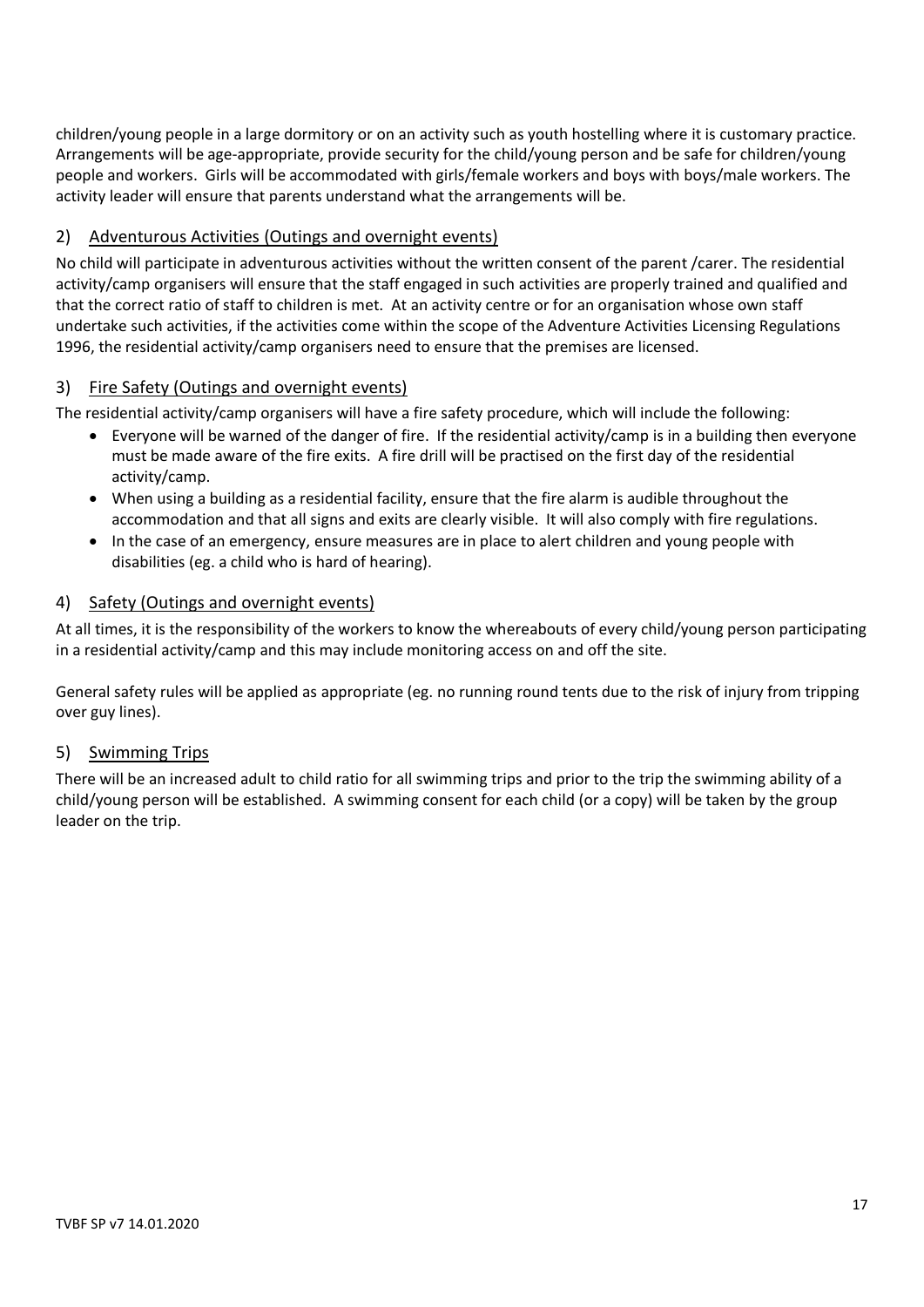children/young people in a large dormitory or on an activity such as youth hostelling where it is customary practice. Arrangements will be age-appropriate, provide security for the child/young person and be safe for children/young people and workers. Girls will be accommodated with girls/female workers and boys with boys/male workers. The activity leader will ensure that parents understand what the arrangements will be.

### 2) Adventurous Activities (Outings and overnight events)

No child will participate in adventurous activities without the written consent of the parent /carer. The residential activity/camp organisers will ensure that the staff engaged in such activities are properly trained and qualified and that the correct ratio of staff to children is met. At an activity centre or for an organisation whose own staff undertake such activities, if the activities come within the scope of the Adventure Activities Licensing Regulations 1996, the residential activity/camp organisers need to ensure that the premises are licensed.

### 3) Fire Safety (Outings and overnight events)

The residential activity/camp organisers will have a fire safety procedure, which will include the following:

- Everyone will be warned of the danger of fire. If the residential activity/camp is in a building then everyone must be made aware of the fire exits. A fire drill will be practised on the first day of the residential activity/camp.
- When using a building as a residential facility, ensure that the fire alarm is audible throughout the accommodation and that all signs and exits are clearly visible. It will also comply with fire regulations.
- In the case of an emergency, ensure measures are in place to alert children and young people with disabilities (eg. a child who is hard of hearing).

### 4) Safety (Outings and overnight events)

At all times, it is the responsibility of the workers to know the whereabouts of every child/young person participating in a residential activity/camp and this may include monitoring access on and off the site.

General safety rules will be applied as appropriate (eg. no running round tents due to the risk of injury from tripping over guy lines).

### 5) Swimming Trips

There will be an increased adult to child ratio for all swimming trips and prior to the trip the swimming ability of a child/young person will be established. A swimming consent for each child (or a copy) will be taken by the group leader on the trip.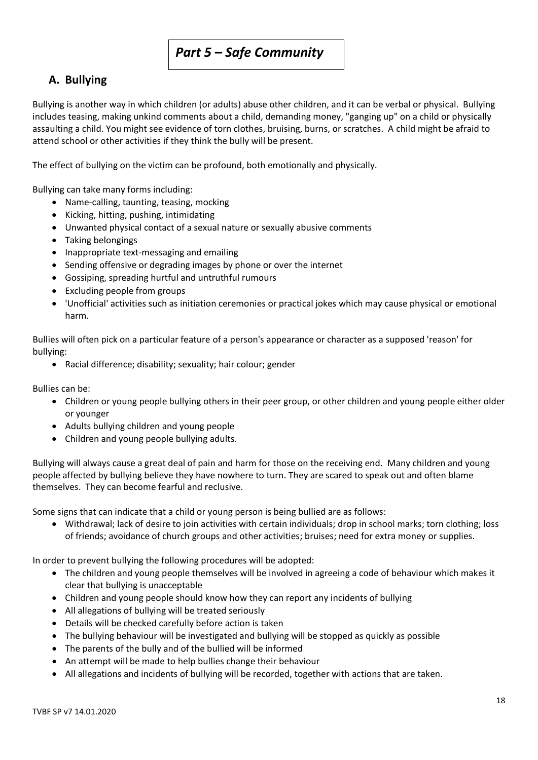# *Part 5 – Safe Community*

## A. Bullying

Bullying is another way in which children (or adults) abuse other children, and it can be verbal or physical. Bullying includes teasing, making unkind comments about a child, demanding money, "ganging up" on a child or physically assaulting a child. You might see evidence of torn clothes, bruising, burns, or scratches. A child might be afraid to attend school or other activities if they think the bully will be present.

The effect of bullying on the victim can be profound, both emotionally and physically.

Bullying can take many forms including:

- Name-calling, taunting, teasing, mocking
- Kicking, hitting, pushing, intimidating
- Unwanted physical contact of a sexual nature or sexually abusive comments
- Taking belongings
- Inappropriate text-messaging and emailing
- Sending offensive or degrading images by phone or over the internet
- Gossiping, spreading hurtful and untruthful rumours
- Excluding people from groups
- 'Unofficial' activities such as initiation ceremonies or practical jokes which may cause physical or emotional harm.

Bullies will often pick on a particular feature of a person's appearance or character as a supposed 'reason' for bullying:

- Racial difference; disability; sexuality; hair colour; gender

Bullies can be:

- Children or young people bullying others in their peer group, or other children and young people either older or younger
- Adults bullying children and young people
- Children and young people bullying adults.

Bullying will always cause a great deal of pain and harm for those on the receiving end. Many children and young people affected by bullying believe they have nowhere to turn. They are scared to speak out and often blame themselves. They can become fearful and reclusive.

Some signs that can indicate that a child or young person is being bullied are as follows:

- Withdrawal; lack of desire to join activities with certain individuals; drop in school marks; torn clothing; loss of friends; avoidance of church groups and other activities; bruises; need for extra money or supplies.

In order to prevent bullying the following procedures will be adopted:

- The children and young people themselves will be involved in agreeing a code of behaviour which makes it clear that bullying is unacceptable
- Children and young people should know how they can report any incidents of bullying
- All allegations of bullying will be treated seriously
- Details will be checked carefully before action is taken
- The bullying behaviour will be investigated and bullying will be stopped as quickly as possible
- The parents of the bully and of the bullied will be informed
- An attempt will be made to help bullies change their behaviour
- All allegations and incidents of bullying will be recorded, together with actions that are taken.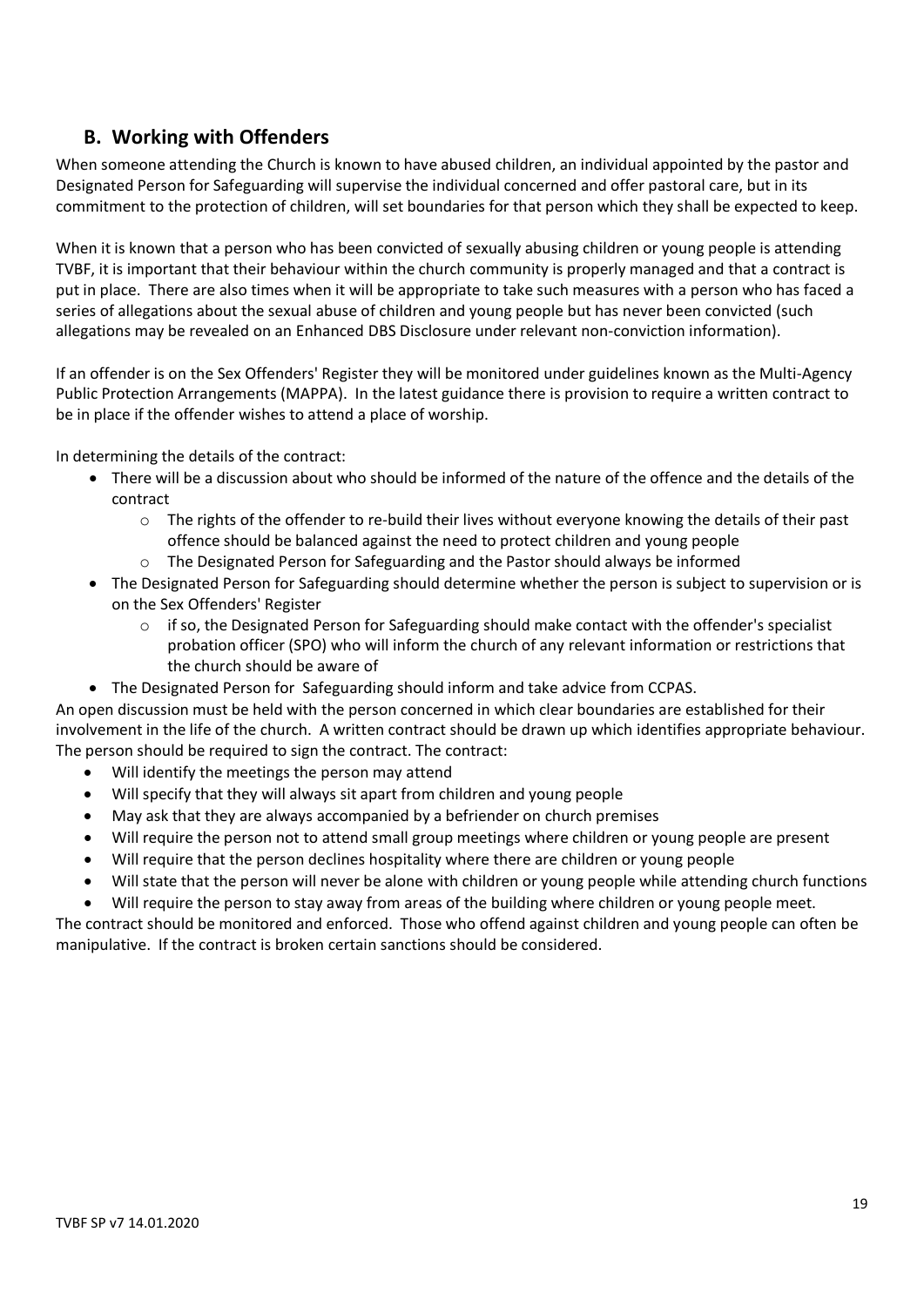## B. Working with Offenders

When someone attending the Church is known to have abused children, an individual appointed by the pastor and Designated Person for Safeguarding will supervise the individual concerned and offer pastoral care, but in its commitment to the protection of children, will set boundaries for that person which they shall be expected to keep.

When it is known that a person who has been convicted of sexually abusing children or young people is attending TVBF, it is important that their behaviour within the church community is properly managed and that a contract is put in place. There are also times when it will be appropriate to take such measures with a person who has faced a series of allegations about the sexual abuse of children and young people but has never been convicted (such allegations may be revealed on an Enhanced DBS Disclosure under relevant non-conviction information).

If an offender is on the Sex Offenders' Register they will be monitored under guidelines known as the Multi-Agency Public Protection Arrangements (MAPPA). In the latest guidance there is provision to require a written contract to be in place if the offender wishes to attend a place of worship.

In determining the details of the contract:

- There will be a discussion about who should be informed of the nature of the offence and the details of the contract
  - The rights of the offender to re-build their lives without everyone knowing the details of their past offence should be balanced against the need to protect children and young people
  - The Designated Person for Safeguarding and the Pastor should always be informed
- The Designated Person for Safeguarding should determine whether the person is subject to supervision or is on the Sex Offenders' Register
  - if so, the Designated Person for Safeguarding should make contact with the offender's specialist probation officer (SPO) who will inform the church of any relevant information or restrictions that the church should be aware of
- The Designated Person for Safeguarding should inform and take advice from CCPAS.

An open discussion must be held with the person concerned in which clear boundaries are established for their involvement in the life of the church. A written contract should be drawn up which identifies appropriate behaviour. The person should be required to sign the contract. The contract:

- Will identify the meetings the person may attend
- Will specify that they will always sit apart from children and young people
- May ask that they are always accompanied by a befriender on church premises
- Will require the person not to attend small group meetings where children or young people are present
- Will require that the person declines hospitality where there are children or young people
- Will state that the person will never be alone with children or young people while attending church functions
- Will require the person to stay away from areas of the building where children or young people meet.

The contract should be monitored and enforced. Those who offend against children and young people can often be manipulative. If the contract is broken certain sanctions should be considered.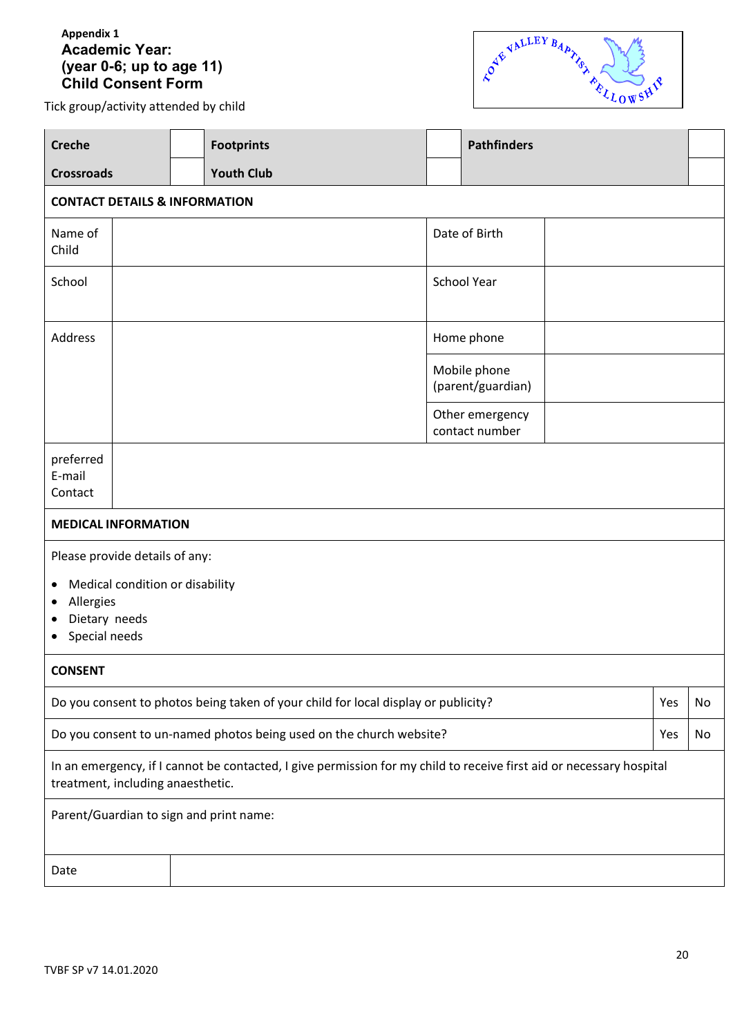**Appendix 1**

**Academic Year:**
**(year 0-6; up to age 11)**
**Child Consent Form**

TOVE VALLEY BAPTIST FELLOWSHIP

Tick group/activity attended by child

| **Creche** | | **Footprints** | | **Pathfinders** | |
|---|---|---|---|---|---|
| **Crossroads** | | **Youth Club** | | | |

| **CONTACT DETAILS & INFORMATION** | | | |
|---|---|---|---|
| Name of Child | | Date of Birth | |
| School | | School Year | |
| Address | | Home phone | |
| | | Mobile phone (parent/guardian) | |
| | | Other emergency contact number | |
| preferred E-mail Contact | | | |

**MEDICAL INFORMATION**

Please provide details of any:

- Medical condition or disability
- Allergies
- Dietary needs
- Special needs

| **CONSENT** | | |
|---|---|---|
| Do you consent to photos being taken of your child for local display or publicity? | Yes | No |
| Do you consent to un-named photos being used on the church website? | Yes | No |

In an emergency, if I cannot be contacted, I give permission for my child to receive first aid or necessary hospital treatment, including anaesthetic.

Parent/Guardian to sign and print name:

| Date | |
|---|---|

TVBF SP v7 14.01.2020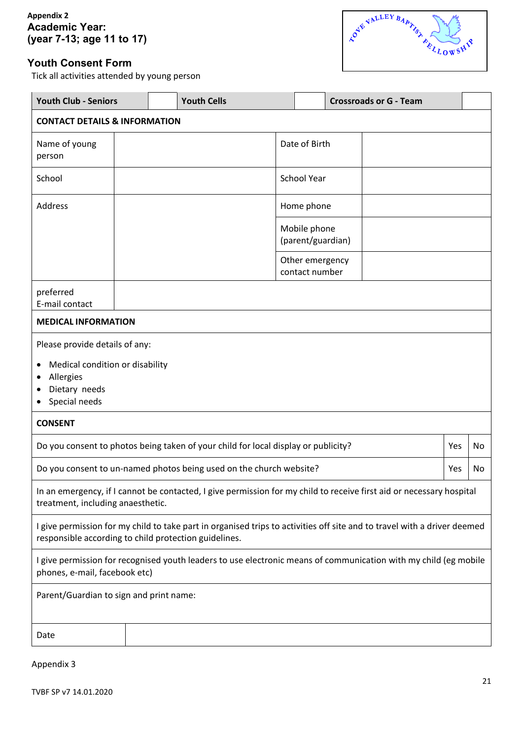**Appendix 2**

**Academic Year:**

**(year 7-13; age 11 to 17)**

## Youth Consent Form

Tick all activities attended by young person

| Youth Club - Seniors | | Youth Cells | | Crossroads or G - Team | |
|---|---|---|---|---|---|

| **CONTACT DETAILS & INFORMATION** | | | |
|---|---|---|---|
| Name of young person | | Date of Birth | |
| School | | School Year | |
| Address | | Home phone | |
| | | Mobile phone (parent/guardian) | |
| | | Other emergency contact number | |
| preferred E-mail contact | | | |

**MEDICAL INFORMATION**

Please provide details of any:

- Medical condition or disability
- Allergies
- Dietary needs
- Special needs

| **CONSENT** | | |
|---|---|---|
| Do you consent to photos being taken of your child for local display or publicity? | Yes | No |
| Do you consent to un-named photos being used on the church website? | Yes | No |

In an emergency, if I cannot be contacted, I give permission for my child to receive first aid or necessary hospital treatment, including anaesthetic.

I give permission for my child to take part in organised trips to activities off site and to travel with a driver deemed responsible according to child protection guidelines.

I give permission for recognised youth leaders to use electronic means of communication with my child (eg mobile phones, e-mail, facebook etc)

Parent/Guardian to sign and print name:

| Date | |
|---|---|

Appendix 3

TVBF SP v7 14.01.2020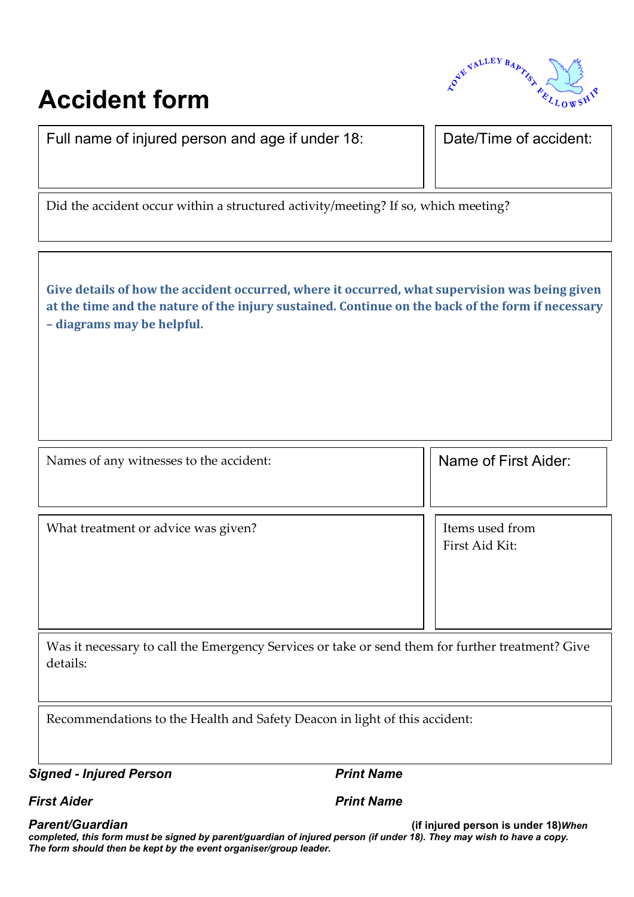# Accident form

TOVE VALLEY BAPTIST FELLOWSHIP

| Full name of injured person and age if under 18: | Date/Time of accident: |
|---|---|
| | |

Did the accident occur within a structured activity/meeting? If so, which meeting?

**Give details of how the accident occurred, where it occurred, what supervision was being given at the time and the nature of the injury sustained. Continue on the back of the form if necessary – diagrams may be helpful.**

| Names of any witnesses to the accident: | Name of First Aider: |
|---|---|
| | |

| What treatment or advice was given? | Items used from First Aid Kit: |
|---|---|
| | |

Was it necessary to call the Emergency Services or take or send them for further treatment? Give details:

Recommendations to the Health and Safety Deacon in light of this accident:

***Signed - Injured Person*** ***Print Name***

***First Aider*** ***Print Name***

***Parent/Guardian*** **(if injured person is under 18)** ***When completed, this form must be signed by parent/guardian of injured person (if under 18). They may wish to have a copy. The form should then be kept by the event organiser/group leader.***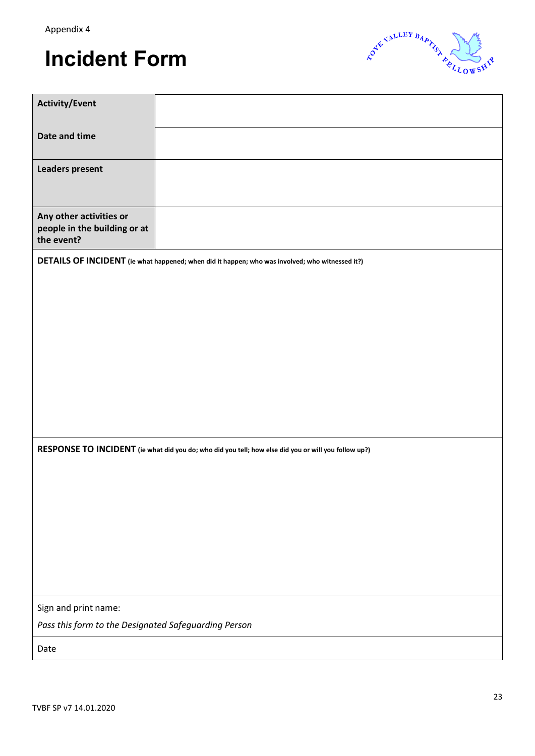Appendix 4

# Incident Form

| **Activity/Event** | |
| --- | --- |
| **Date and time** | |
| **Leaders present** | |
| **Any other activities or people in the building or at the event?** | |

**DETAILS OF INCIDENT** **(ie what happened; when did it happen; who was involved; who witnessed it?)**

**RESPONSE TO INCIDENT** **(ie what did you do; who did you tell; how else did you or will you follow up?)**

Sign and print name:

*Pass this form to the Designated Safeguarding Person*

Date

TVBF SP v7 14.01.2020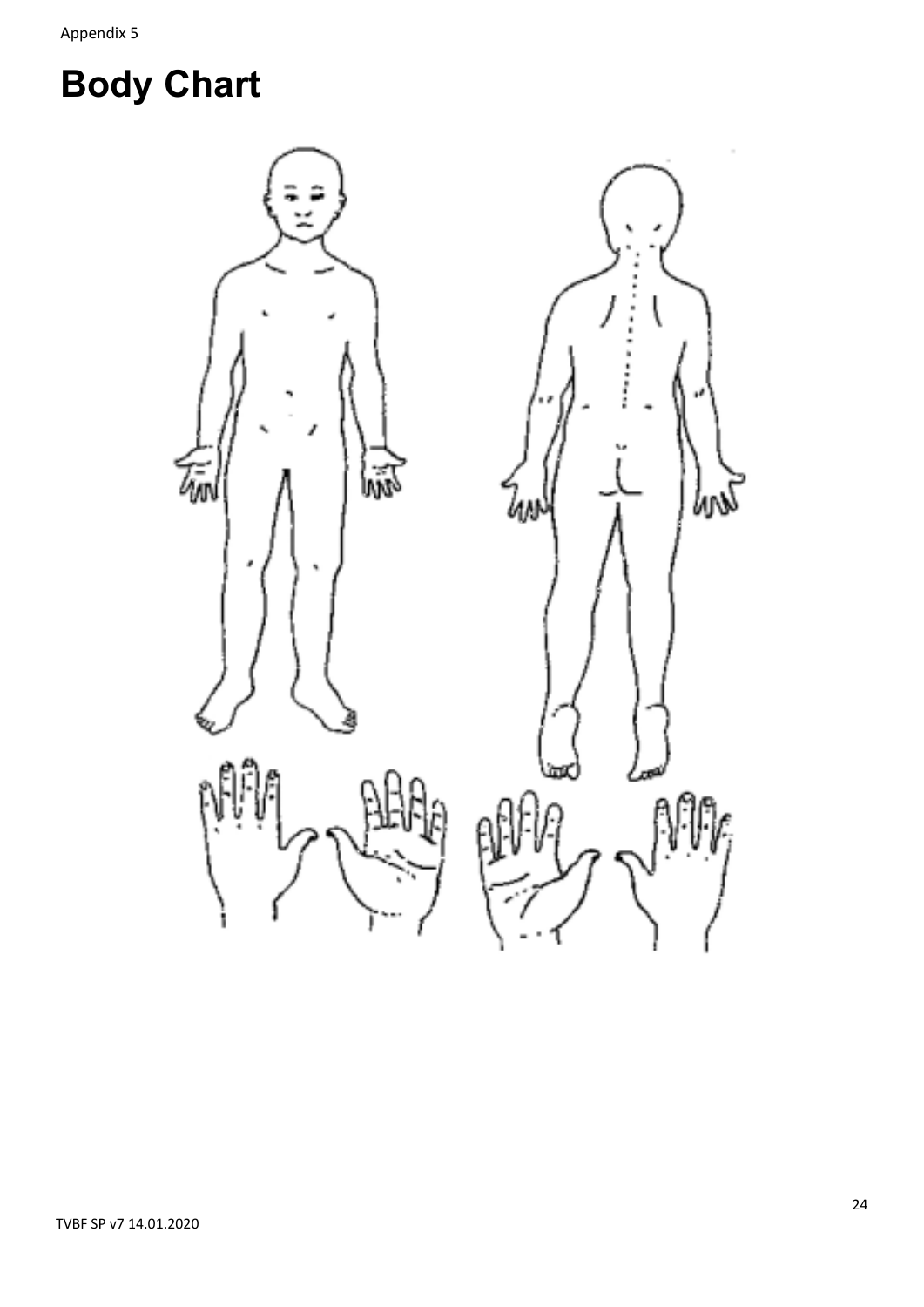Appendix 5

# Body Chart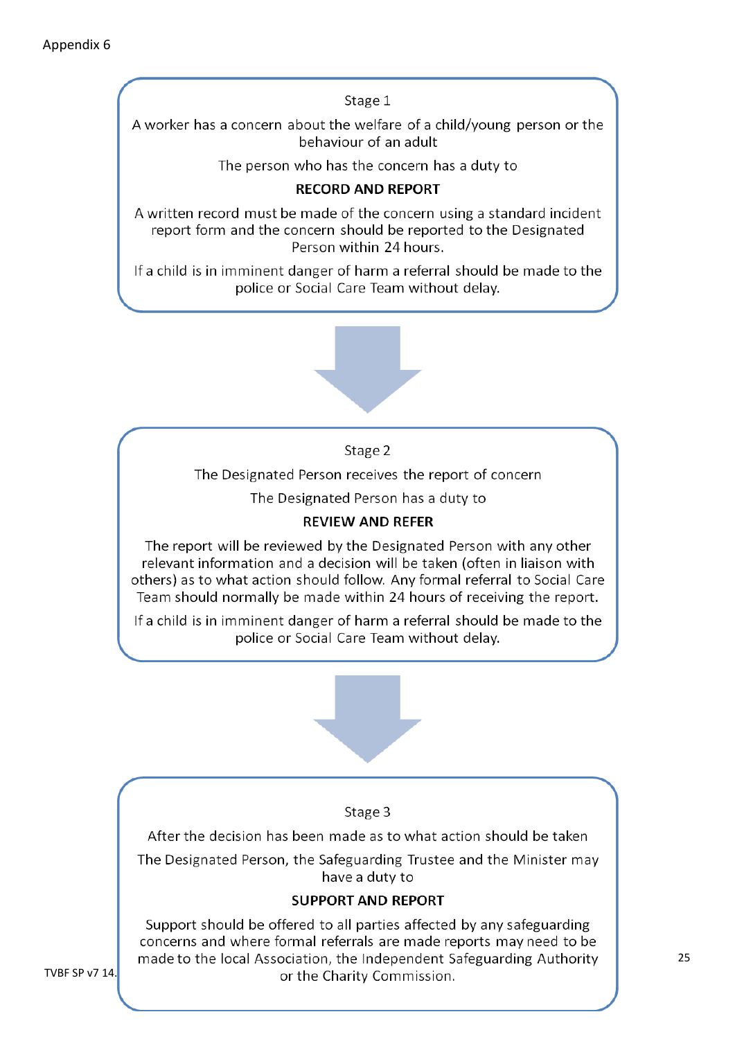Appendix 6

### Stage 1

A worker has a concern about the welfare of a child/young person or the behaviour of an adult

The person who has the concern has a duty to

**RECORD AND REPORT**

A written record must be made of the concern using a standard incident report form and the concern should be reported to the Designated Person within 24 hours.

If a child is in imminent danger of harm a referral should be made to the police or Social Care Team without delay.

↓

### Stage 2

The Designated Person receives the report of concern

The Designated Person has a duty to

**REVIEW AND REFER**

The report will be reviewed by the Designated Person with any other relevant information and a decision will be taken (often in liaison with others) as to what action should follow. Any formal referral to Social Care Team should normally be made within 24 hours of receiving the report.

If a child is in imminent danger of harm a referral should be made to the police or Social Care Team without delay.

↓

### Stage 3

After the decision has been made as to what action should be taken

The Designated Person, the Safeguarding Trustee and the Minister may have a duty to

**SUPPORT AND REPORT**

Support should be offered to all parties affected by any safeguarding concerns and where formal referrals are made reports may need to be made to the local Association, the Independent Safeguarding Authority or the Charity Commission.